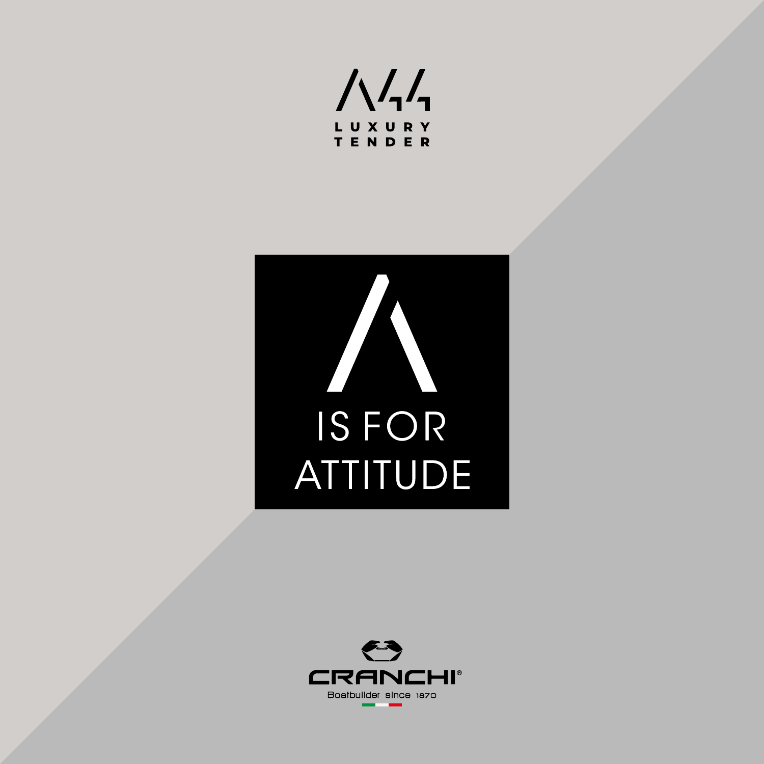A44

LUXURY TENDER

# IS FOR ATTITUDE

CRANCHI®

Boatbuilder since 1870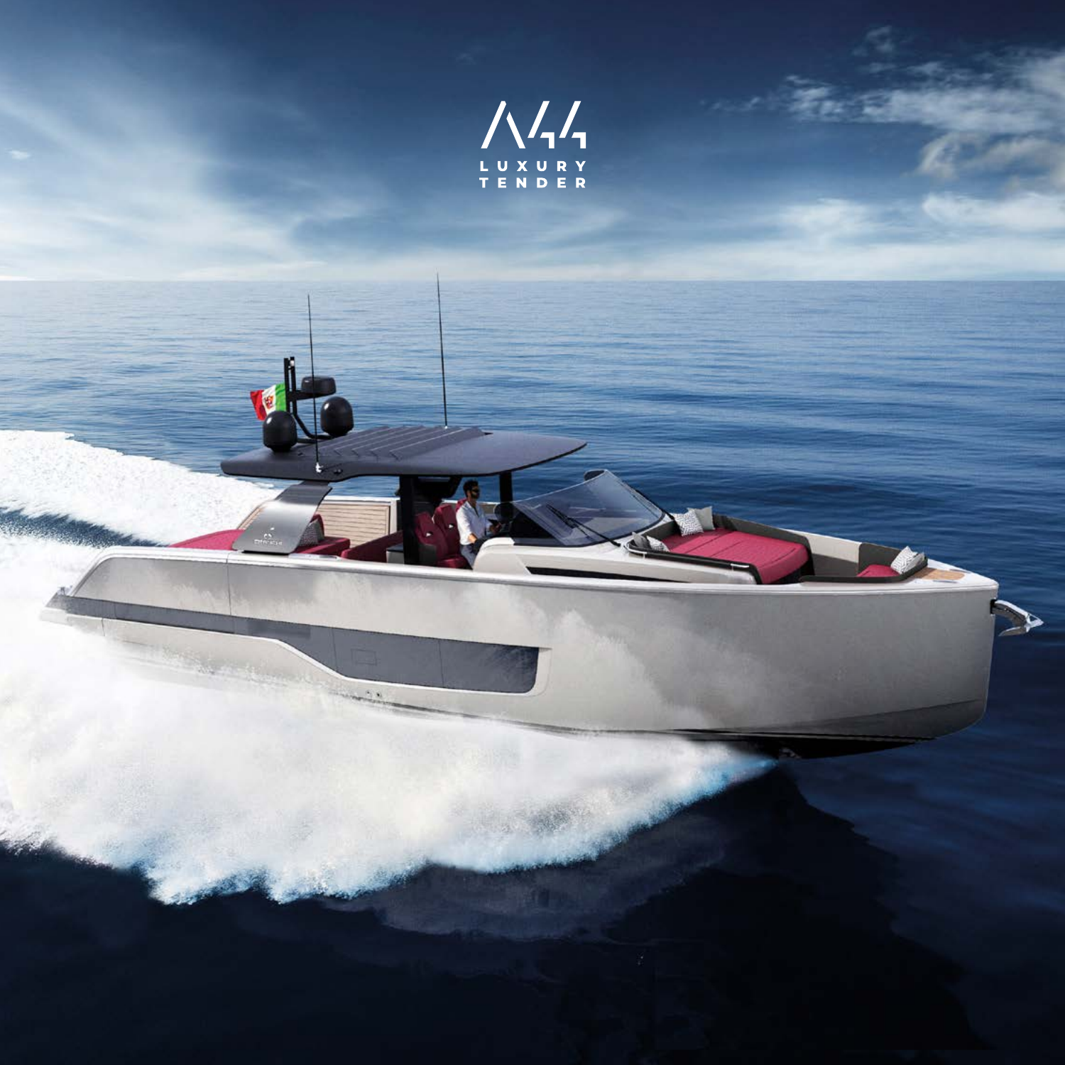# A44

LUXURY TENDER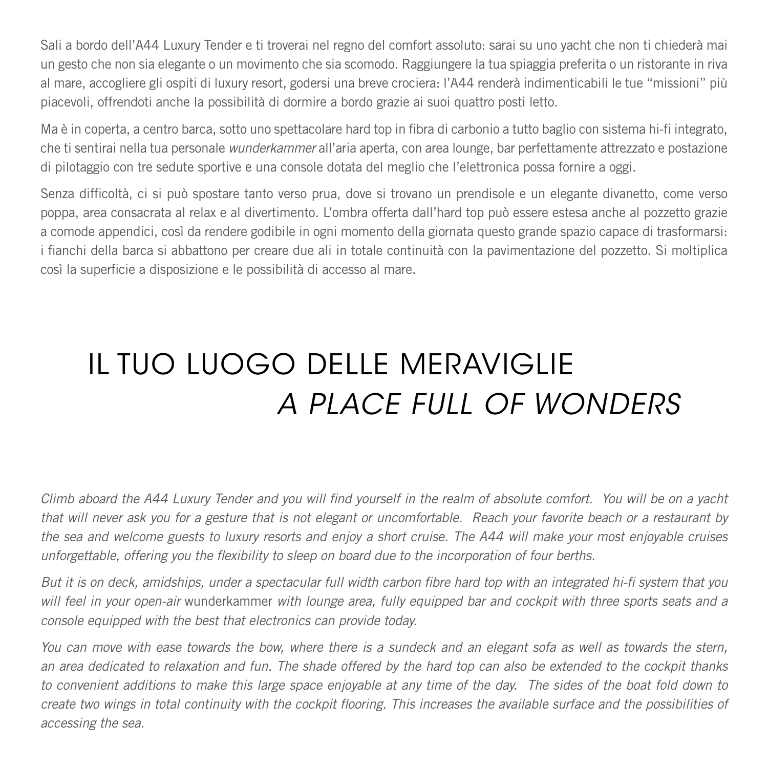Sali a bordo dell'A44 Luxury Tender e ti troverai nel regno del comfort assoluto: sarai su uno yacht che non ti chiederà mai un gesto che non sia elegante o un movimento che sia scomodo. Raggiungere la tua spiaggia preferita o un ristorante in riva al mare, accogliere gli ospiti di luxury resort, godersi una breve crociera: l'A44 renderà indimenticabili le tue "missioni" più piacevoli, offrendoti anche la possibilità di dormire a bordo grazie ai suoi quattro posti letto.

Ma è in coperta, a centro barca, sotto uno spettacolare hard top in fibra di carbonio a tutto baglio con sistema hi-fi integrato, che ti sentirai nella tua personale *wunderkammer* all'aria aperta, con area lounge, bar perfettamente attrezzato e postazione di pilotaggio con tre sedute sportive e una console dotata del meglio che l'elettronica possa fornire a oggi.

Senza difficoltà, ci si può spostare tanto verso prua, dove si trovano un prendisole e un elegante divanetto, come verso poppa, area consacrata al relax e al divertimento. L'ombra offerta dall'hard top può essere estesa anche al pozzetto grazie a comode appendici, così da rendere godibile in ogni momento della giornata questo grande spazio capace di trasformarsi: i fianchi della barca si abbattono per creare due ali in totale continuità con la pavimentazione del pozzetto. Si moltiplica così la superficie a disposizione e le possibilità di accesso al mare.

# IL TUO LUOGO DELLE MERAVIGLIE
# *A PLACE FULL OF WONDERS*

*Climb aboard the A44 Luxury Tender and you will find yourself in the realm of absolute comfort. You will be on a yacht that will never ask you for a gesture that is not elegant or uncomfortable. Reach your favorite beach or a restaurant by the sea and welcome guests to luxury resorts and enjoy a short cruise. The A44 will make your most enjoyable cruises unforgettable, offering you the flexibility to sleep on board due to the incorporation of four berths.*

*But it is on deck, amidships, under a spectacular full width carbon fibre hard top with an integrated hi-fi system that you will feel in your open-air* wunderkammer *with lounge area, fully equipped bar and cockpit with three sports seats and a console equipped with the best that electronics can provide today.*

*You can move with ease towards the bow, where there is a sundeck and an elegant sofa as well as towards the stern, an area dedicated to relaxation and fun. The shade offered by the hard top can also be extended to the cockpit thanks to convenient additions to make this large space enjoyable at any time of the day. The sides of the boat fold down to create two wings in total continuity with the cockpit flooring. This increases the available surface and the possibilities of accessing the sea.*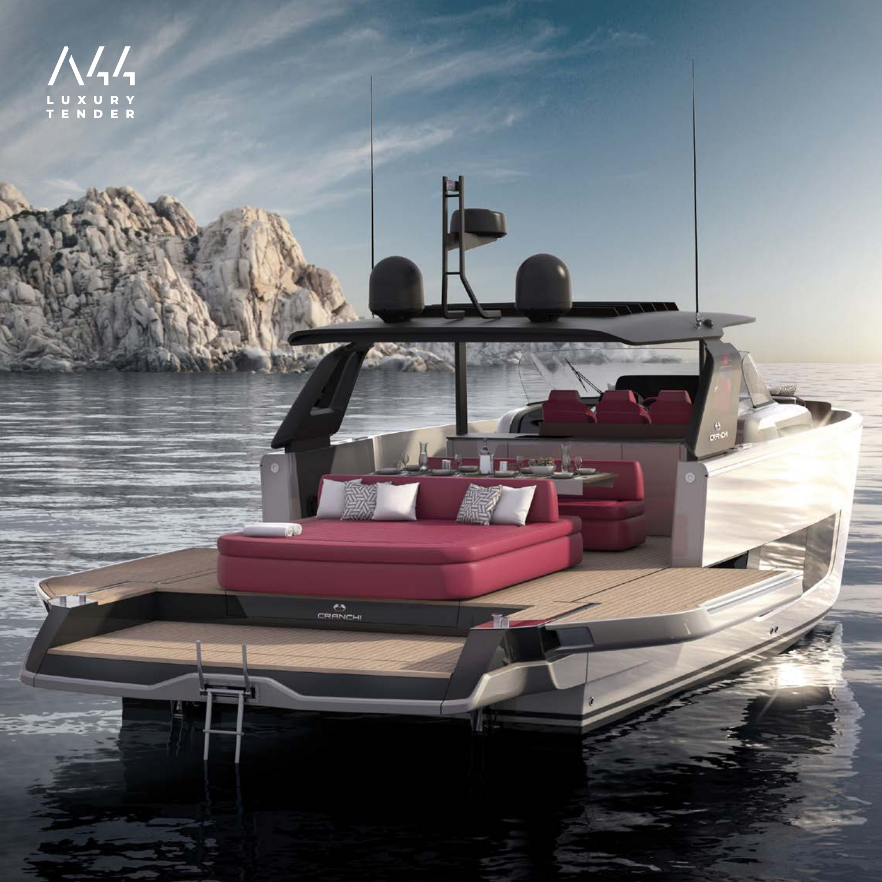A44

LUXURY TENDER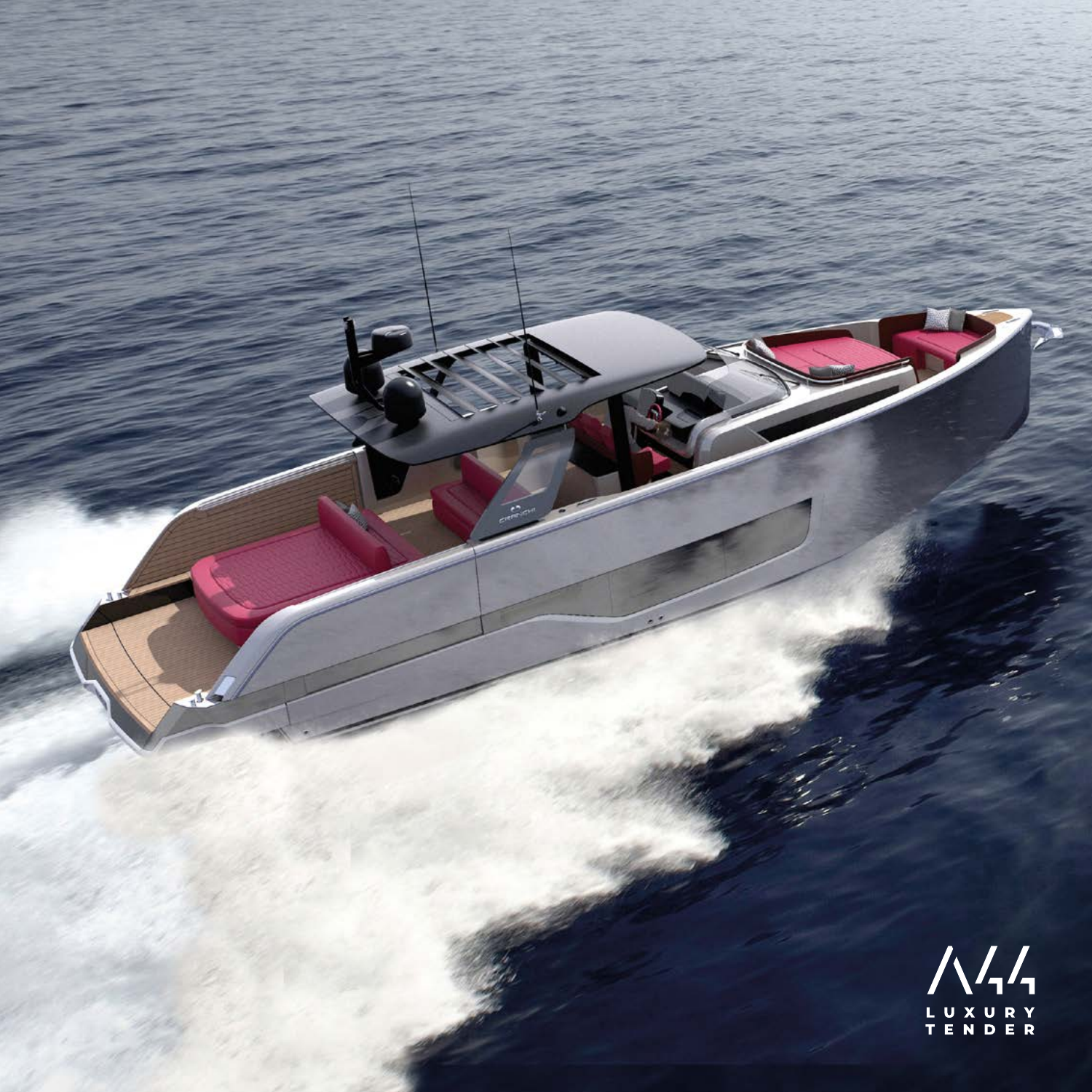A44

LUXURY
TENDER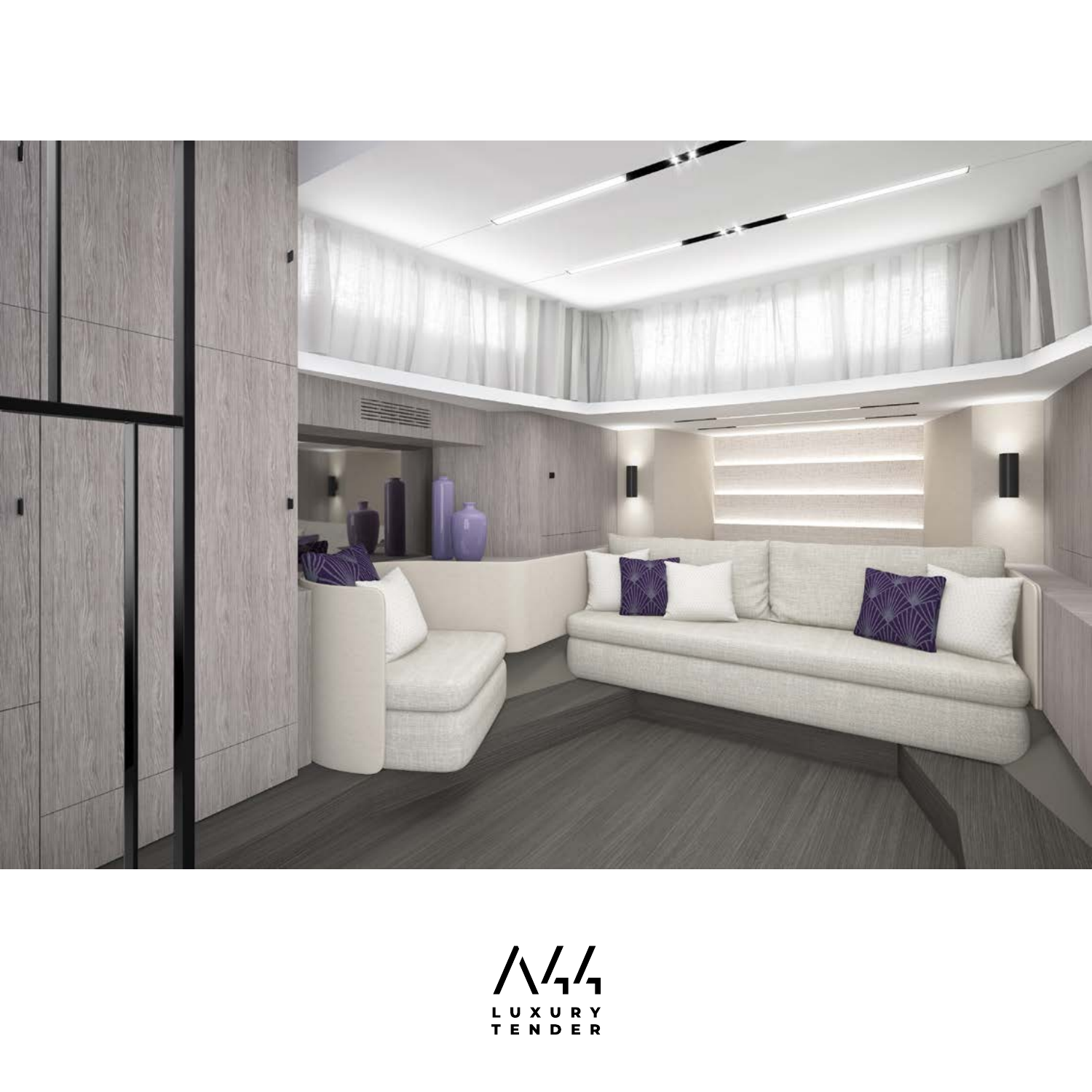A44

LUXURY TENDER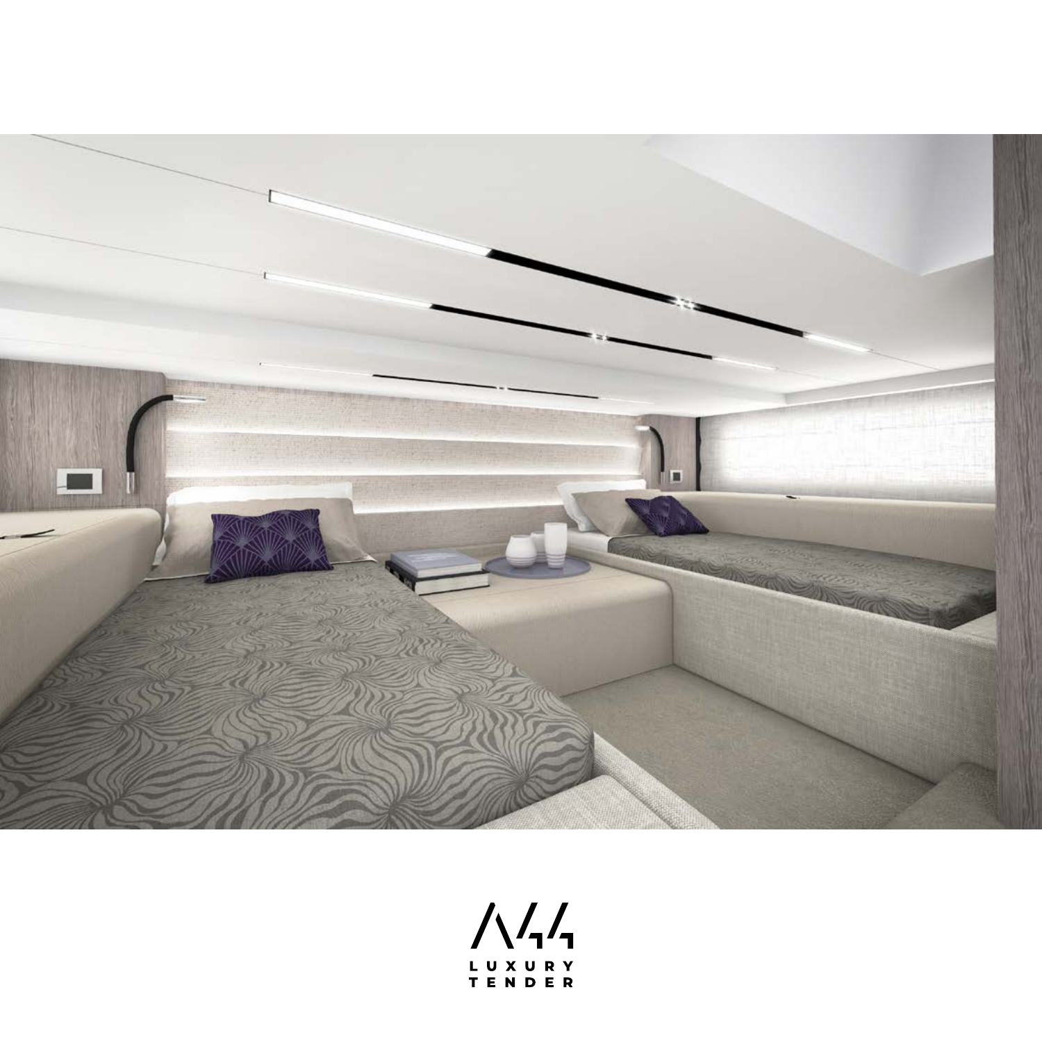A44

LUXURY
TENDER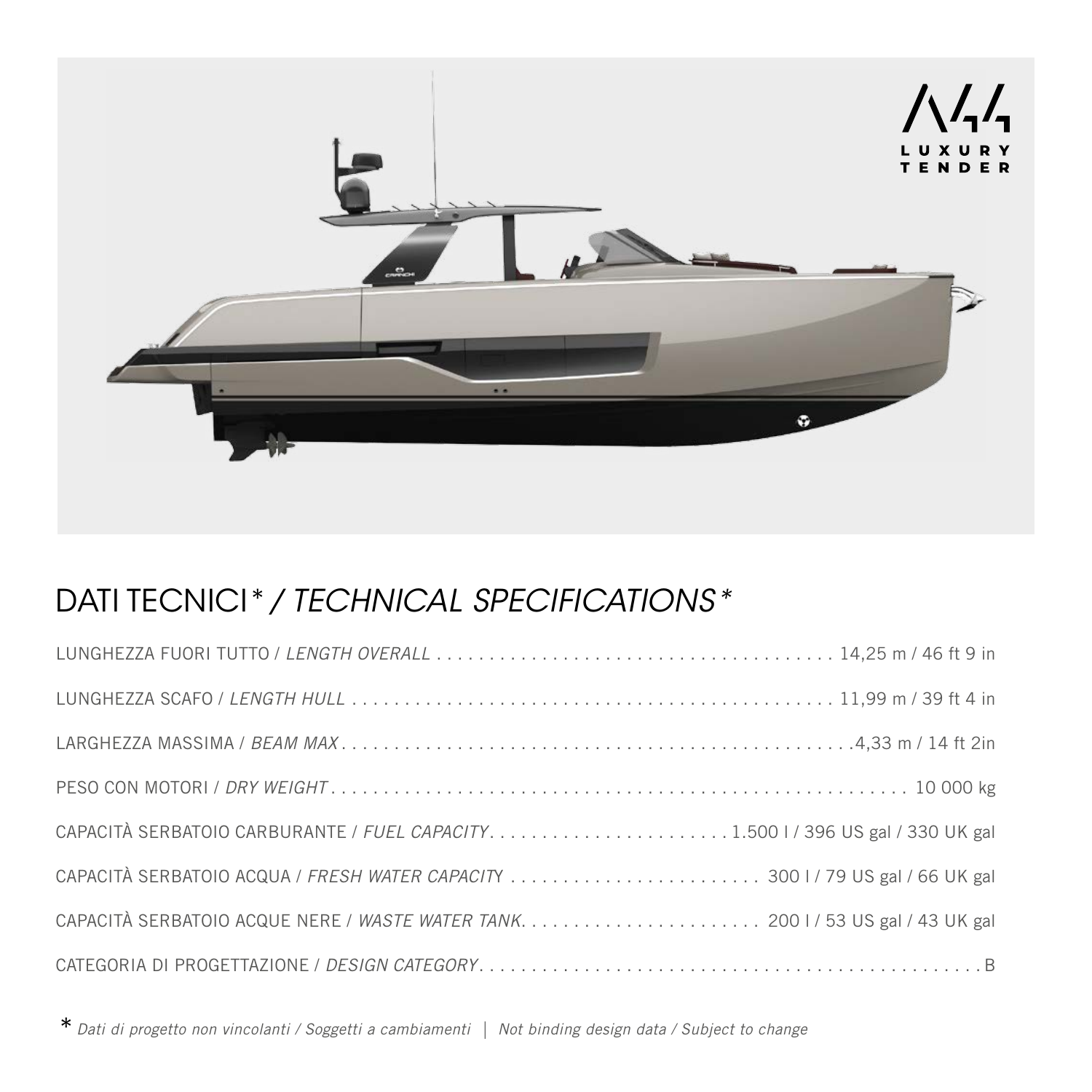A44

LUXURY TENDER

# DATI TECNICI* / *TECHNICAL SPECIFICATIONS**

| | |
|---|---|
| LUNGHEZZA FUORI TUTTO / *LENGTH OVERALL* | 14,25 m / 46 ft 9 in |
| LUNGHEZZA SCAFO / *LENGTH HULL* | 11,99 m / 39 ft 4 in |
| LARGHEZZA MASSIMA / *BEAM MAX* | 4,33 m / 14 ft 2in |
| PESO CON MOTORI / *DRY WEIGHT* | 10 000 kg |
| CAPACITÀ SERBATOIO CARBURANTE / *FUEL CAPACITY* | 1.500 l / 396 US gal / 330 UK gal |
| CAPACITÀ SERBATOIO ACQUA / *FRESH WATER CAPACITY* | 300 l / 79 US gal / 66 UK gal |
| CAPACITÀ SERBATOIO ACQUE NERE / *WASTE WATER TANK* | 200 l / 53 US gal / 43 UK gal |
| CATEGORIA DI PROGETTAZIONE / *DESIGN CATEGORY* | B |

\* *Dati di progetto non vincolanti / Soggetti a cambiamenti* | *Not binding design data / Subject to change*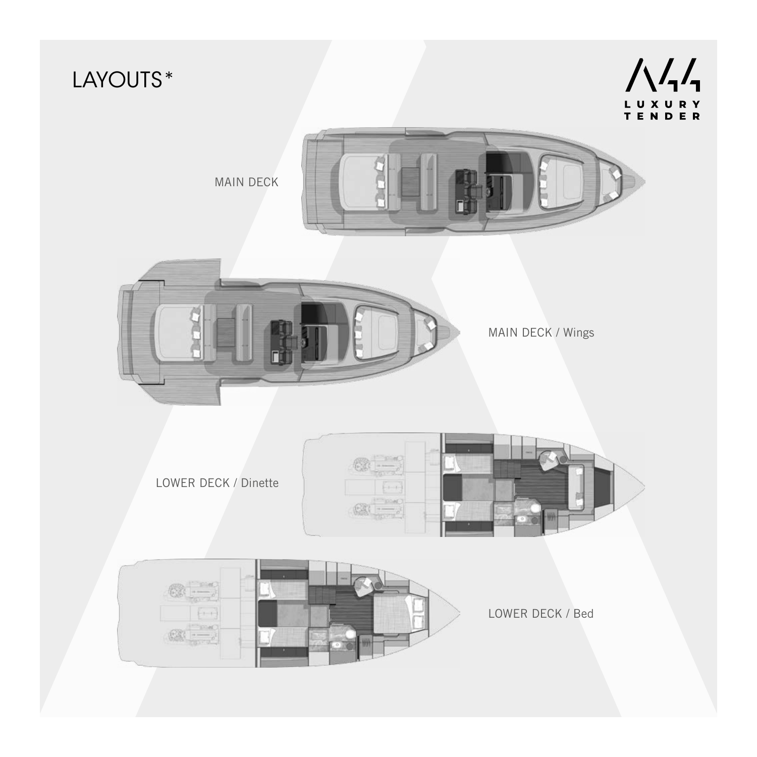# LAYOUTS*

A44
LUXURY
TENDER

MAIN DECK

MAIN DECK / Wings

LOWER DECK / Dinette

LOWER DECK / Bed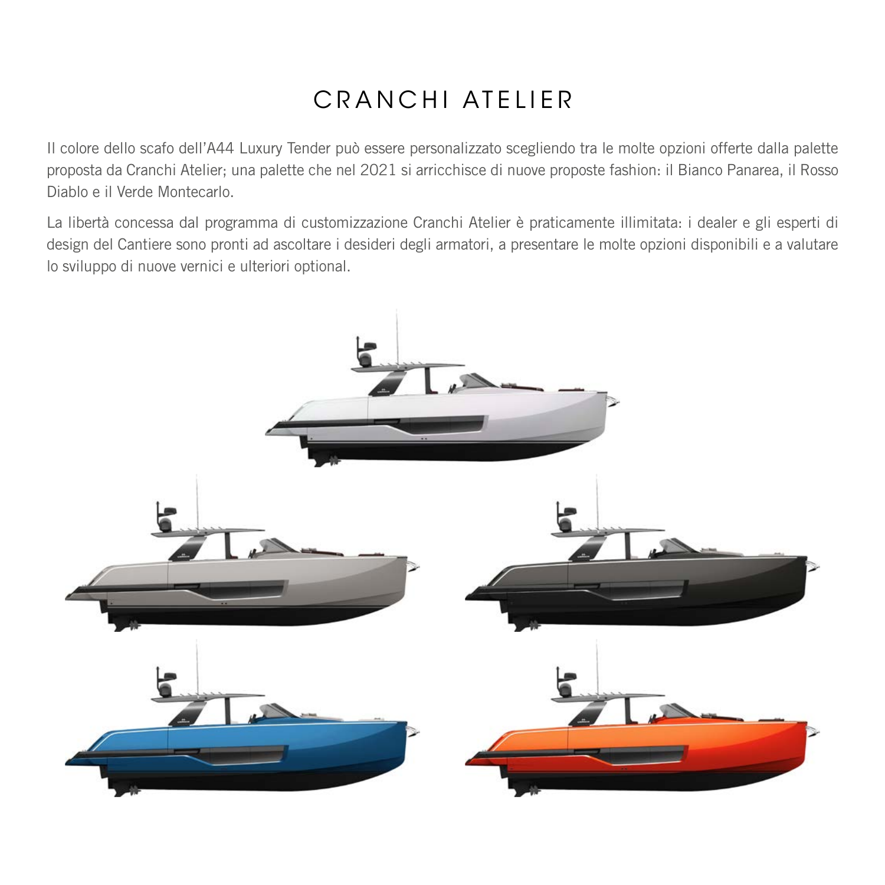# CRANCHI ATELIER

Il colore dello scafo dell'A44 Luxury Tender può essere personalizzato scegliendo tra le molte opzioni offerte dalla palette proposta da Cranchi Atelier; una palette che nel 2021 si arricchisce di nuove proposte fashion: il Bianco Panarea, il Rosso Diablo e il Verde Montecarlo.

La libertà concessa dal programma di customizzazione Cranchi Atelier è praticamente illimitata: i dealer e gli esperti di design del Cantiere sono pronti ad ascoltare i desideri degli armatori, a presentare le molte opzioni disponibili e a valutare lo sviluppo di nuove vernici e ulteriori optional.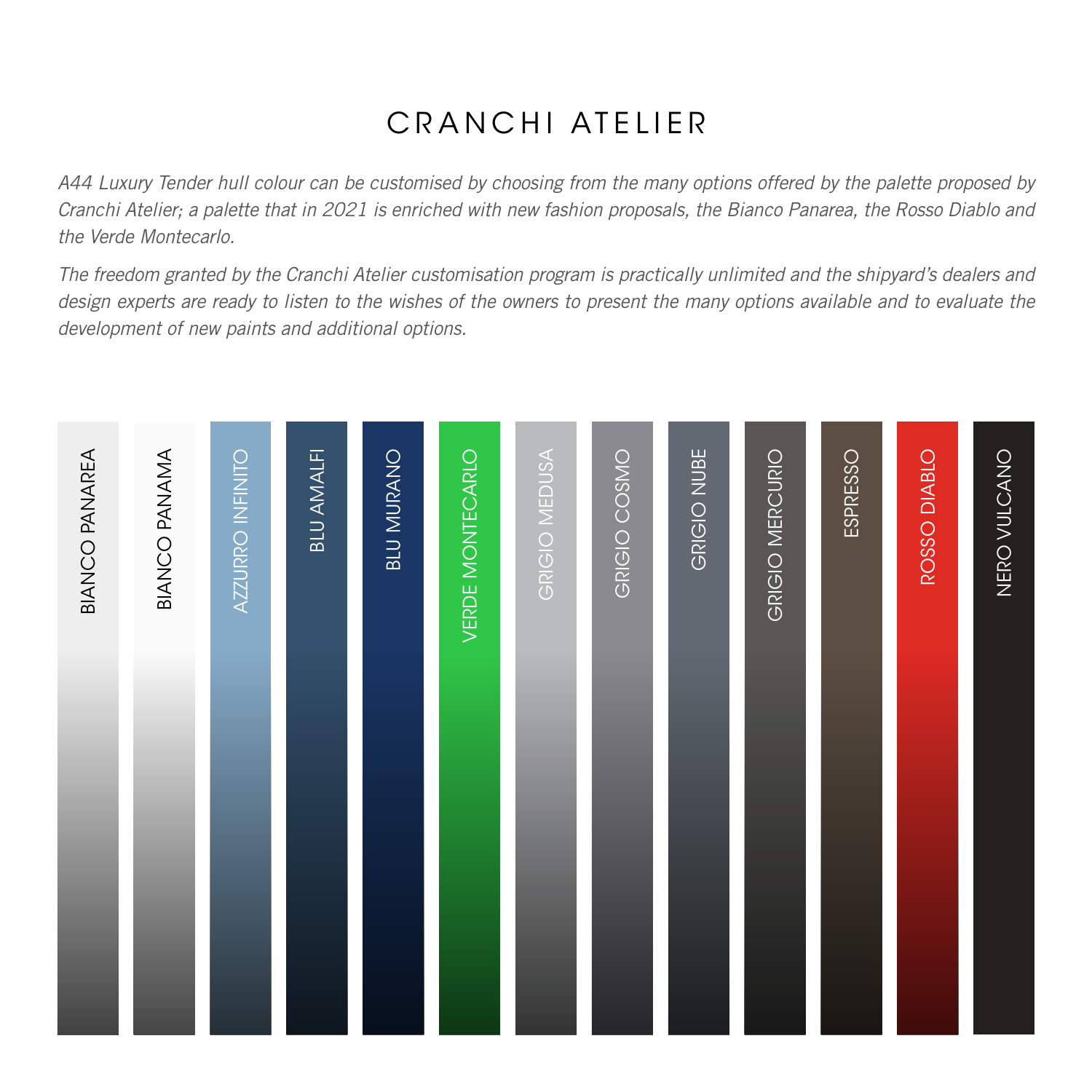# CRANCHI ATELIER

*A44 Luxury Tender hull colour can be customised by choosing from the many options offered by the palette proposed by Cranchi Atelier; a palette that in 2021 is enriched with new fashion proposals, the Bianco Panarea, the Rosso Diablo and the Verde Montecarlo.*

*The freedom granted by the Cranchi Atelier customisation program is practically unlimited and the shipyard's dealers and design experts are ready to listen to the wishes of the owners to present the many options available and to evaluate the development of new paints and additional options.*

- BIANCO PANAREA
- BIANCO PANAMA
- AZZURRO INFINITO
- BLU AMALFI
- BLU MURANO
- VERDE MONTECARLO
- GRIGIO MEDUSA
- GRIGIO COSMO
- GRIGIO NUBE
- GRIGIO MERCURIO
- ESPRESSO
- ROSSO DIABLO
- NERO VULCANO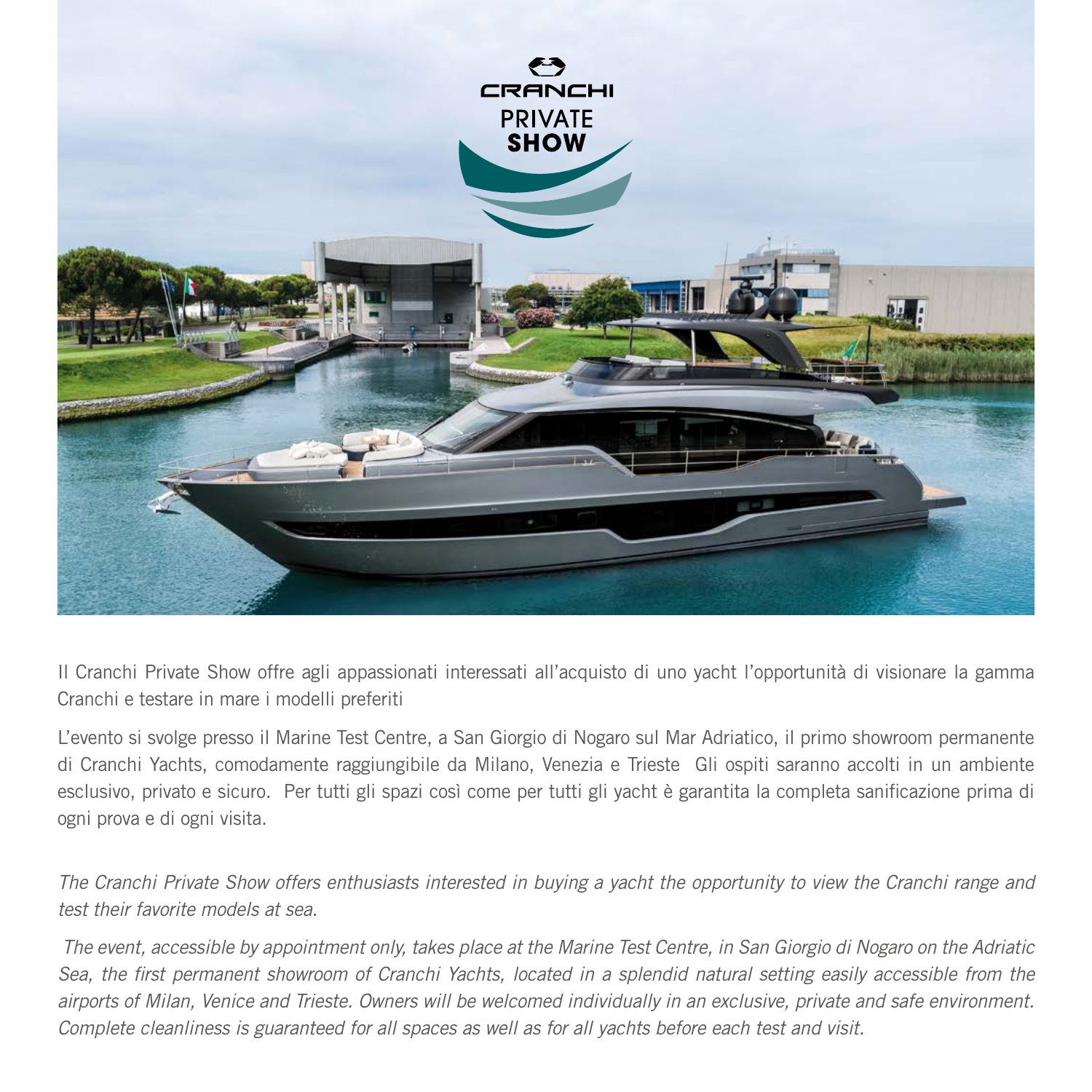Il Cranchi Private Show offre agli appassionati interessati all'acquisto di uno yacht l'opportunità di visionare la gamma Cranchi e testare in mare i modelli preferiti

L'evento si svolge presso il Marine Test Centre, a San Giorgio di Nogaro sul Mar Adriatico, il primo showroom permanente di Cranchi Yachts, comodamente raggiungibile da Milano, Venezia e Trieste  Gli ospiti saranno accolti in un ambiente esclusivo, privato e sicuro.  Per tutti gli spazi così come per tutti gli yacht è garantita la completa sanificazione prima di ogni prova e di ogni visita.

*The Cranchi Private Show offers enthusiasts interested in buying a yacht the opportunity to view the Cranchi range and test their favorite models at sea.*

*The event, accessible by appointment only, takes place at the Marine Test Centre, in San Giorgio di Nogaro on the Adriatic Sea, the first permanent showroom of Cranchi Yachts, located in a splendid natural setting easily accessible from the airports of Milan, Venice and Trieste. Owners will be welcomed individually in an exclusive, private and safe environment. Complete cleanliness is guaranteed for all spaces as well as for all yachts before each test and visit.*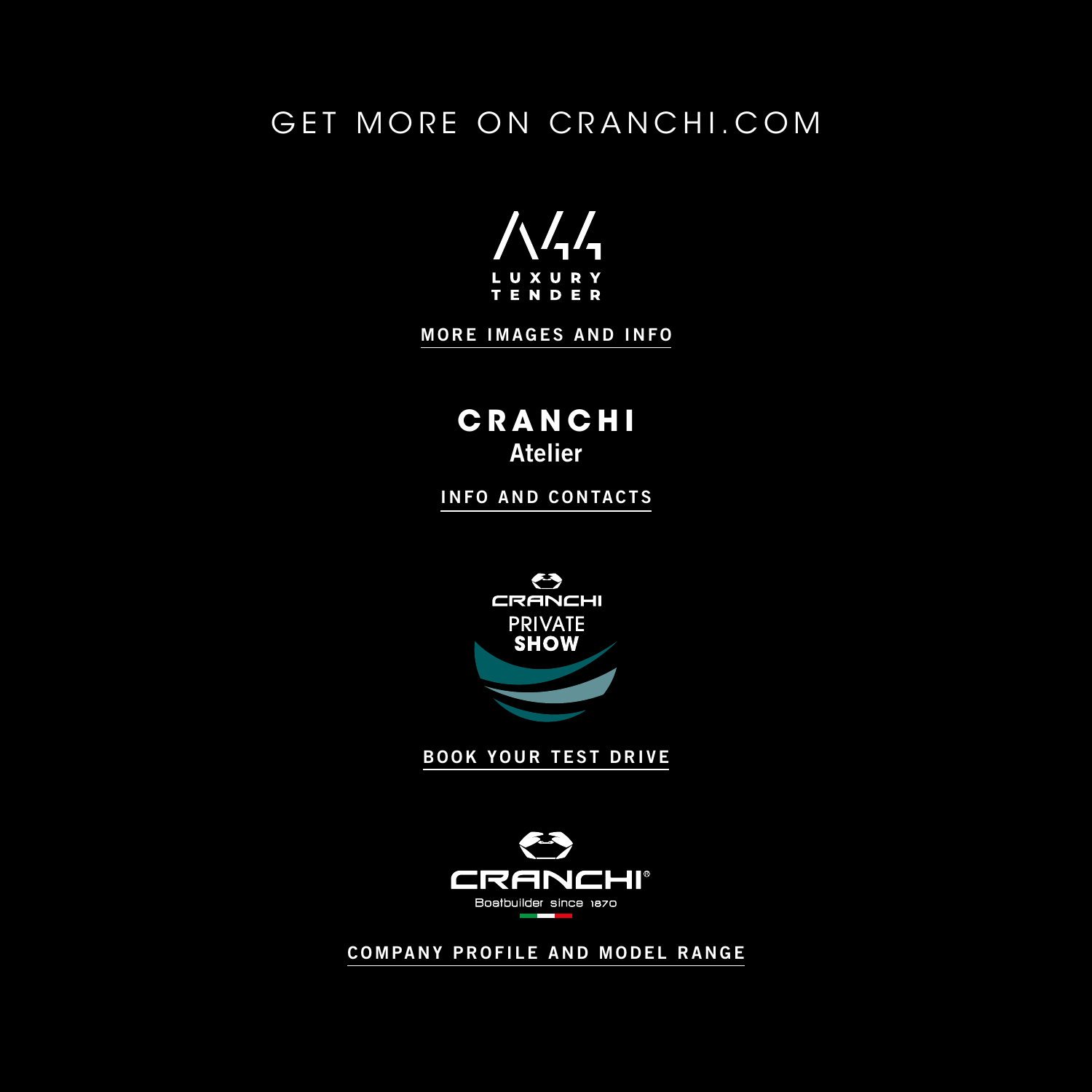# GET MORE ON CRANCHI.COM

A44
LUXURY
TENDER

MORE IMAGES AND INFO

**CRANCHI**
**Atelier**

INFO AND CONTACTS

CRANCHI
PRIVATE
**SHOW**

BOOK YOUR TEST DRIVE

CRANCHI®
Boatbuilder since 1870

COMPANY PROFILE AND MODEL RANGE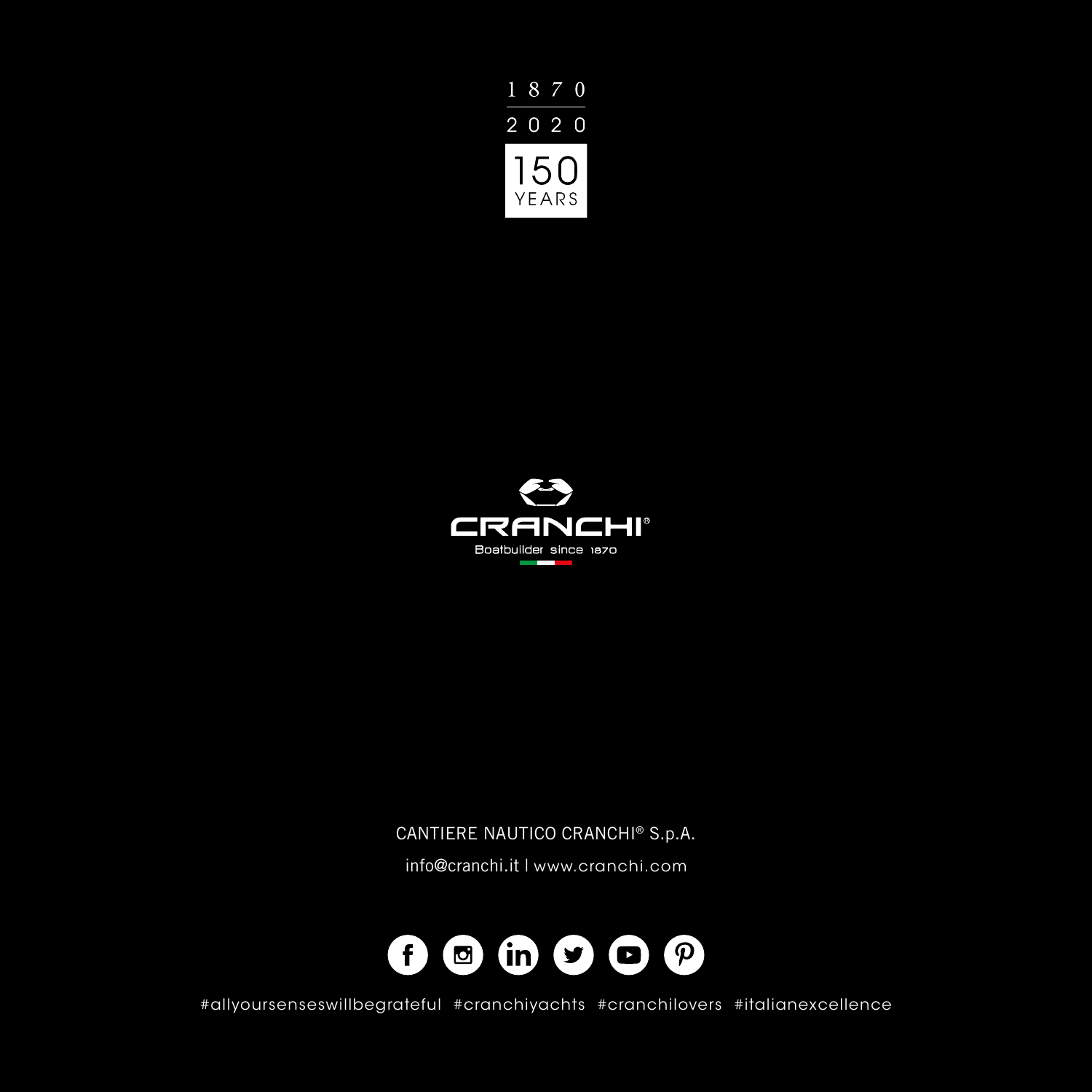1870

2020

150
YEARS

CRANCHI®

Boatbuilder since 1870

CANTIERE NAUTICO CRANCHI® S.p.A.

info@cranchi.it | www.cranchi.com

#allyoursenseswillbegrateful #cranchiyachts #cranchilovers #italianexcellence